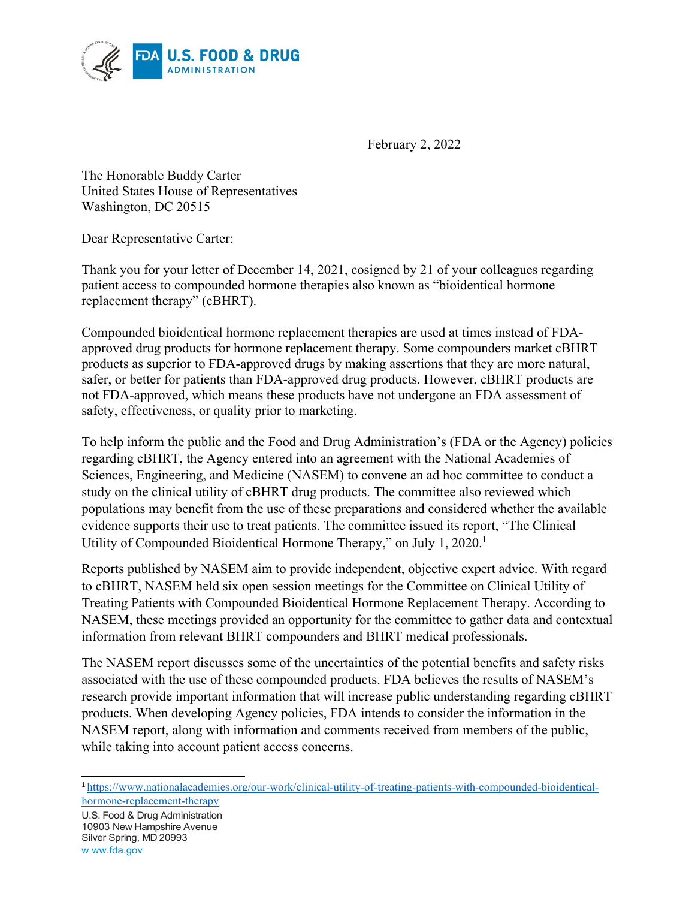February 2, 2022

The Honorable Buddy Carter
United States House of Representatives
Washington, DC 20515

Dear Representative Carter:

Thank you for your letter of December 14, 2021, cosigned by 21 of your colleagues regarding patient access to compounded hormone therapies also known as "bioidentical hormone replacement therapy" (cBHRT).

Compounded bioidentical hormone replacement therapies are used at times instead of FDA-approved drug products for hormone replacement therapy. Some compounders market cBHRT products as superior to FDA-approved drugs by making assertions that they are more natural, safer, or better for patients than FDA-approved drug products. However, cBHRT products are not FDA-approved, which means these products have not undergone an FDA assessment of safety, effectiveness, or quality prior to marketing.

To help inform the public and the Food and Drug Administration's (FDA or the Agency) policies regarding cBHRT, the Agency entered into an agreement with the National Academies of Sciences, Engineering, and Medicine (NASEM) to convene an ad hoc committee to conduct a study on the clinical utility of cBHRT drug products. The committee also reviewed which populations may benefit from the use of these preparations and considered whether the available evidence supports their use to treat patients. The committee issued its report, "The Clinical Utility of Compounded Bioidentical Hormone Therapy," on July 1, 2020.[1]

Reports published by NASEM aim to provide independent, objective expert advice. With regard to cBHRT, NASEM held six open session meetings for the Committee on Clinical Utility of Treating Patients with Compounded Bioidentical Hormone Replacement Therapy. According to NASEM, these meetings provided an opportunity for the committee to gather data and contextual information from relevant BHRT compounders and BHRT medical professionals.

The NASEM report discusses some of the uncertainties of the potential benefits and safety risks associated with the use of these compounded products. FDA believes the results of NASEM's research provide important information that will increase public understanding regarding cBHRT products. When developing Agency policies, FDA intends to consider the information in the NASEM report, along with information and comments received from members of the public, while taking into account patient access concerns.

[1] https://www.nationalacademies.org/our-work/clinical-utility-of-treating-patients-with-compounded-bioidentical-hormone-replacement-therapy

U.S. Food & Drug Administration
10903 New Hampshire Avenue
Silver Spring, MD 20993
www.fda.gov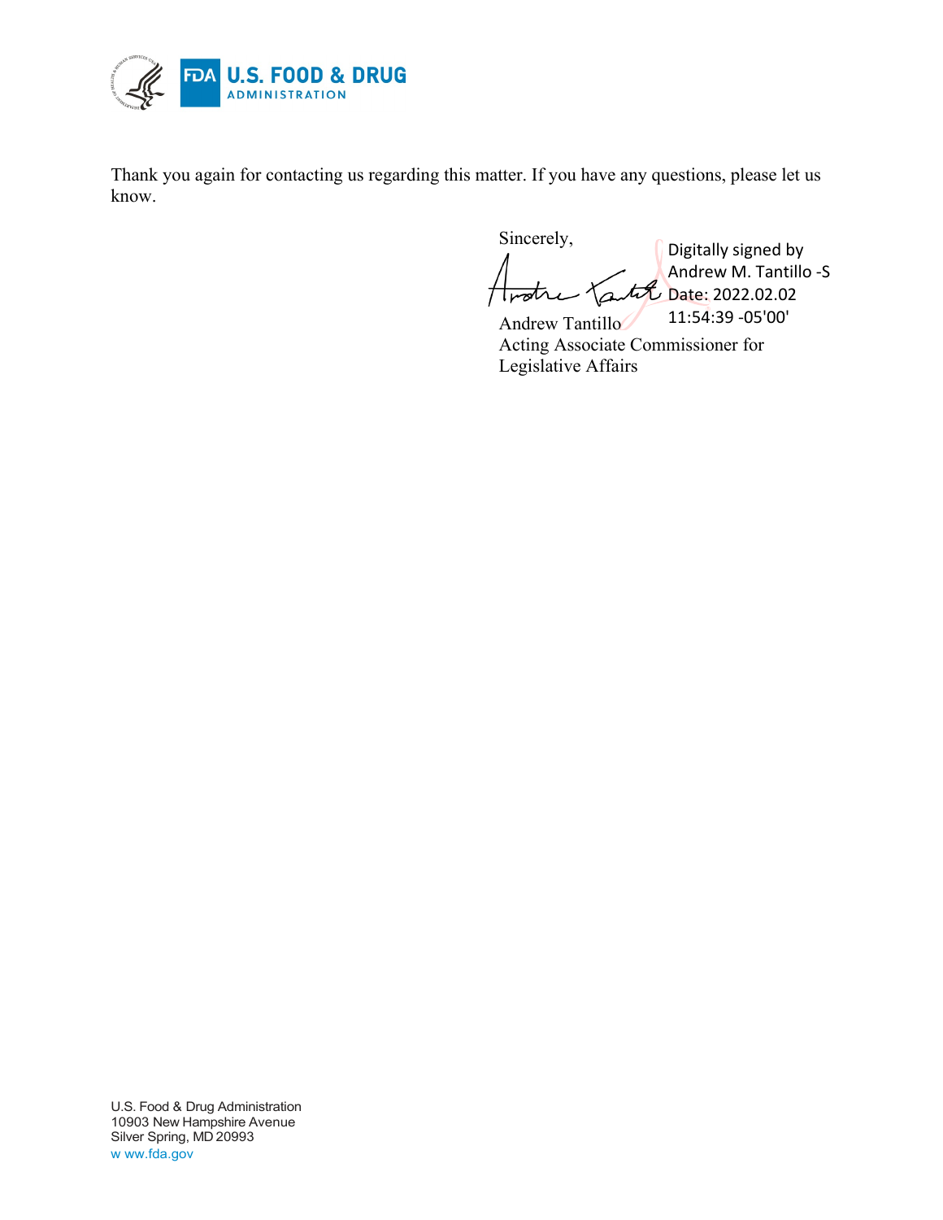Thank you again for contacting us regarding this matter. If you have any questions, please let us know.

Sincerely,

Digitally signed by Andrew M. Tantillo -S
Date: 2022.02.02 11:54:39 -05'00'

Andrew Tantillo
Acting Associate Commissioner for Legislative Affairs

U.S. Food & Drug Administration
10903 New Hampshire Avenue
Silver Spring, MD 20993
w ww.fda.gov